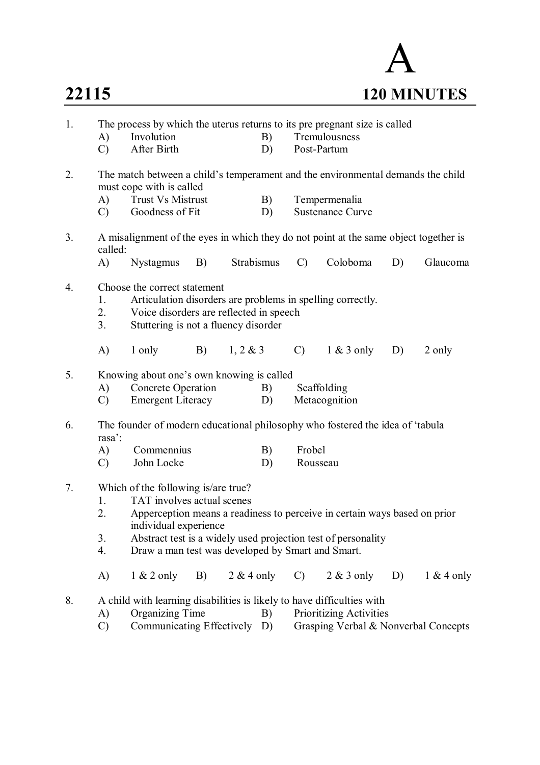**22115** **A** **120 MINUTES**

1. The process by which the uterus returns to its pre pregnant size is called
   - A) Involution
   - B) Tremulousness
   - C) After Birth
   - D) Post-Partum

2. The match between a child's temperament and the environmental demands the child must cope with is called
   - A) Trust Vs Mistrust
   - B) Tempermenalia
   - C) Goodness of Fit
   - D) Sustenance Curve

3. A misalignment of the eyes in which they do not point at the same object together is called:
   - A) Nystagmus
   - B) Strabismus
   - C) Coloboma
   - D) Glaucoma

4. Choose the correct statement
   1. Articulation disorders are problems in spelling correctly.
   2. Voice disorders are reflected in speech
   3. Stuttering is not a fluency disorder

   - A) 1 only
   - B) 1, 2 & 3
   - C) 1 & 3 only
   - D) 2 only

5. Knowing about one's own knowing is called
   - A) Concrete Operation
   - B) Scaffolding
   - C) Emergent Literacy
   - D) Metacognition

6. The founder of modern educational philosophy who fostered the idea of 'tabula rasa':
   - A) Commennius
   - B) Frobel
   - C) John Locke
   - D) Rousseau

7. Which of the following is/are true?
   1. TAT involves actual scenes
   2. Apperception means a readiness to perceive in certain ways based on prior individual experience
   3. Abstract test is a widely used projection test of personality
   4. Draw a man test was developed by Smart and Smart.

   - A) 1 & 2 only
   - B) 2 & 4 only
   - C) 2 & 3 only
   - D) 1 & 4 only

8. A child with learning disabilities is likely to have difficulties with
   - A) Organizing Time
   - B) Prioritizing Activities
   - C) Communicating Effectively
   - D) Grasping Verbal & Nonverbal Concepts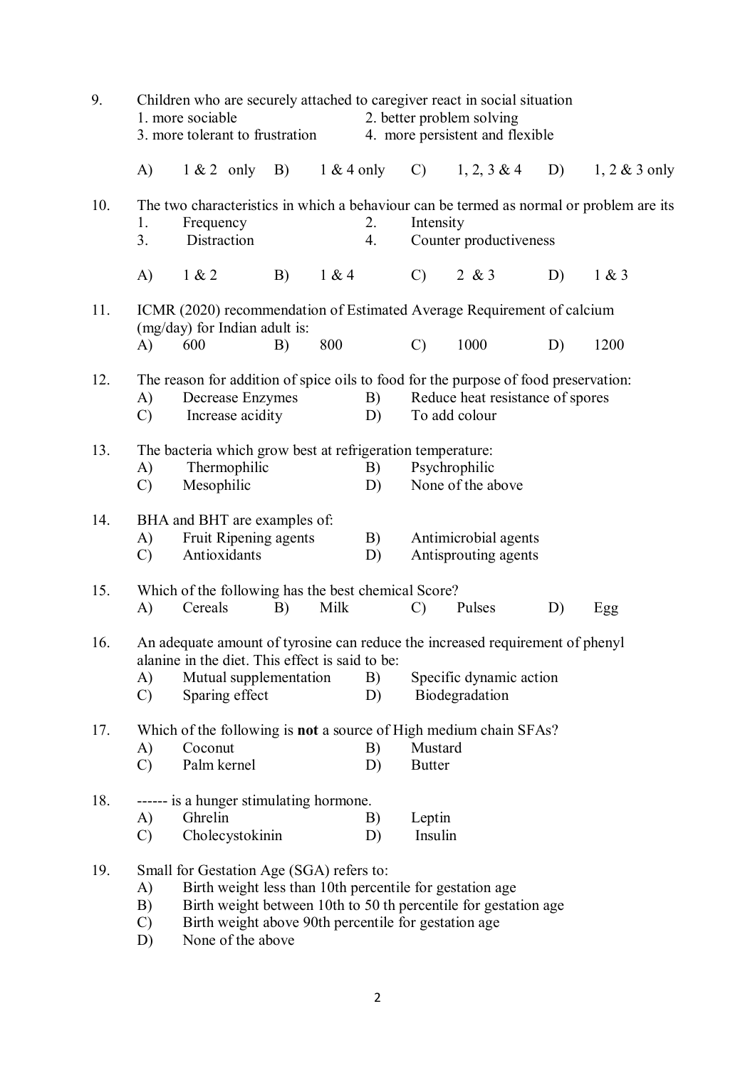9. Children who are securely attached to caregiver react in social situation

   1. more sociable  2. better problem solving
   3. more tolerant to frustration  4. more persistent and flexible

   A) 1 & 2 only  B) 1 & 4 only  C) 1, 2, 3 & 4  D) 1, 2 & 3 only

10. The two characteristics in which a behaviour can be termed as normal or problem are its

    1. Frequency  2. Intensity
    3. Distraction  4. Counter productiveness

    A) 1 & 2  B) 1 & 4  C) 2 & 3  D) 1 & 3

11. ICMR (2020) recommendation of Estimated Average Requirement of calcium (mg/day) for Indian adult is:

    A) 600  B) 800  C) 1000  D) 1200

12. The reason for addition of spice oils to food for the purpose of food preservation:

    A) Decrease Enzymes  B) Reduce heat resistance of spores
    C) Increase acidity  D) To add colour

13. The bacteria which grow best at refrigeration temperature:

    A) Thermophilic  B) Psychrophilic
    C) Mesophilic  D) None of the above

14. BHA and BHT are examples of:

    A) Fruit Ripening agents  B) Antimicrobial agents
    C) Antioxidants  D) Antisprouting agents

15. Which of the following has the best chemical Score?

    A) Cereals  B) Milk  C) Pulses  D) Egg

16. An adequate amount of tyrosine can reduce the increased requirement of phenyl alanine in the diet. This effect is said to be:

    A) Mutual supplementation  B) Specific dynamic action
    C) Sparing effect  D) Biodegradation

17. Which of the following is **not** a source of High medium chain SFAs?

    A) Coconut  B) Mustard
    C) Palm kernel  D) Butter

18. ------ is a hunger stimulating hormone.

    A) Ghrelin  B) Leptin
    C) Cholecystokinin  D) Insulin

19. Small for Gestation Age (SGA) refers to:

    A) Birth weight less than 10th percentile for gestation age
    B) Birth weight between 10th to 50 th percentile for gestation age
    C) Birth weight above 90th percentile for gestation age
    D) None of the above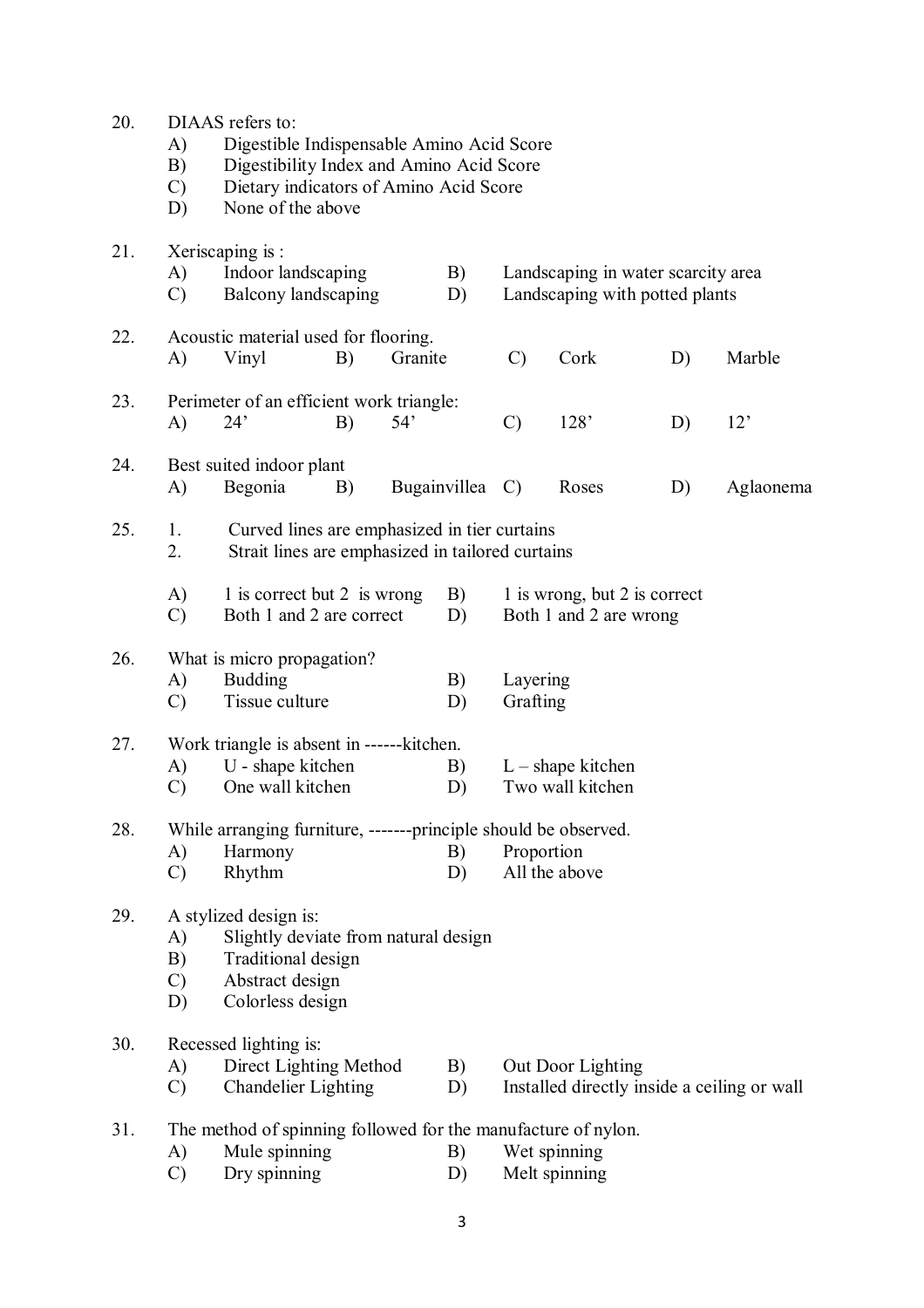20. DIAAS refers to:
   A) Digestible Indispensable Amino Acid Score
   B) Digestibility Index and Amino Acid Score
   C) Dietary indicators of Amino Acid Score
   D) None of the above

21. Xeriscaping is :
   A) Indoor landscaping
   B) Landscaping in water scarcity area
   C) Balcony landscaping
   D) Landscaping with potted plants

22. Acoustic material used for flooring.
   A) Vinyl
   B) Granite
   C) Cork
   D) Marble

23. Perimeter of an efficient work triangle:
   A) 24'
   B) 54'
   C) 128'
   D) 12'

24. Best suited indoor plant
   A) Begonia
   B) Bugainvillea
   C) Roses
   D) Aglaonema

25. 1. Curved lines are emphasized in tier curtains
   2. Strait lines are emphasized in tailored curtains

   A) 1 is correct but 2 is wrong
   B) 1 is wrong, but 2 is correct
   C) Both 1 and 2 are correct
   D) Both 1 and 2 are wrong

26. What is micro propagation?
   A) Budding
   B) Layering
   C) Tissue culture
   D) Grafting

27. Work triangle is absent in ------kitchen.
   A) U - shape kitchen
   B) L – shape kitchen
   C) One wall kitchen
   D) Two wall kitchen

28. While arranging furniture, -------principle should be observed.
   A) Harmony
   B) Proportion
   C) Rhythm
   D) All the above

29. A stylized design is:
   A) Slightly deviate from natural design
   B) Traditional design
   C) Abstract design
   D) Colorless design

30. Recessed lighting is:
   A) Direct Lighting Method
   B) Out Door Lighting
   C) Chandelier Lighting
   D) Installed directly inside a ceiling or wall

31. The method of spinning followed for the manufacture of nylon.
   A) Mule spinning
   B) Wet spinning
   C) Dry spinning
   D) Melt spinning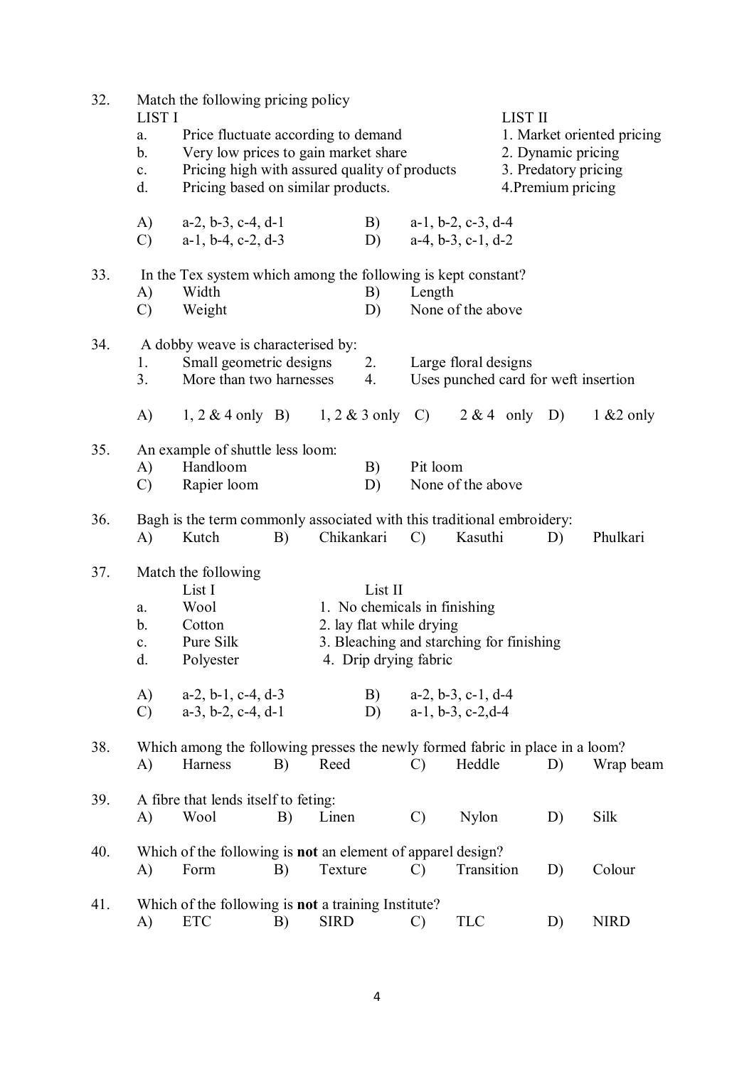32. Match the following pricing policy

| LIST I | LIST II |
|---|---|
| a. Price fluctuate according to demand | 1. Market oriented pricing |
| b. Very low prices to gain market share | 2. Dynamic pricing |
| c. Pricing high with assured quality of products | 3. Predatory pricing |
| d. Pricing based on similar products. | 4.Premium pricing |

A) a-2, b-3, c-4, d-1 B) a-1, b-2, c-3, d-4
C) a-1, b-4, c-2, d-3 D) a-4, b-3, c-1, d-2

33. In the Tex system which among the following is kept constant?
A) Width B) Length
C) Weight D) None of the above

34. A dobby weave is characterised by:
1. Small geometric designs 2. Large floral designs
3. More than two harnesses 4. Uses punched card for weft insertion

A) 1, 2 & 4 only B) 1, 2 & 3 only C) 2 & 4 only D) 1 &2 only

35. An example of shuttle less loom:
A) Handloom B) Pit loom
C) Rapier loom D) None of the above

36. Bagh is the term commonly associated with this traditional embroidery:
A) Kutch B) Chikankari C) Kasuthi D) Phulkari

37. Match the following

| List I | List II |
|---|---|
| a. Wool | 1. No chemicals in finishing |
| b. Cotton | 2. lay flat while drying |
| c. Pure Silk | 3. Bleaching and starching for finishing |
| d. Polyester | 4. Drip drying fabric |

A) a-2, b-1, c-4, d-3 B) a-2, b-3, c-1, d-4
C) a-3, b-2, c-4, d-1 D) a-1, b-3, c-2,d-4

38. Which among the following presses the newly formed fabric in place in a loom?
A) Harness B) Reed C) Heddle D) Wrap beam

39. A fibre that lends itself to feting:
A) Wool B) Linen C) Nylon D) Silk

40. Which of the following is **not** an element of apparel design?
A) Form B) Texture C) Transition D) Colour

41. Which of the following is **not** a training Institute?
A) ETC B) SIRD C) TLC D) NIRD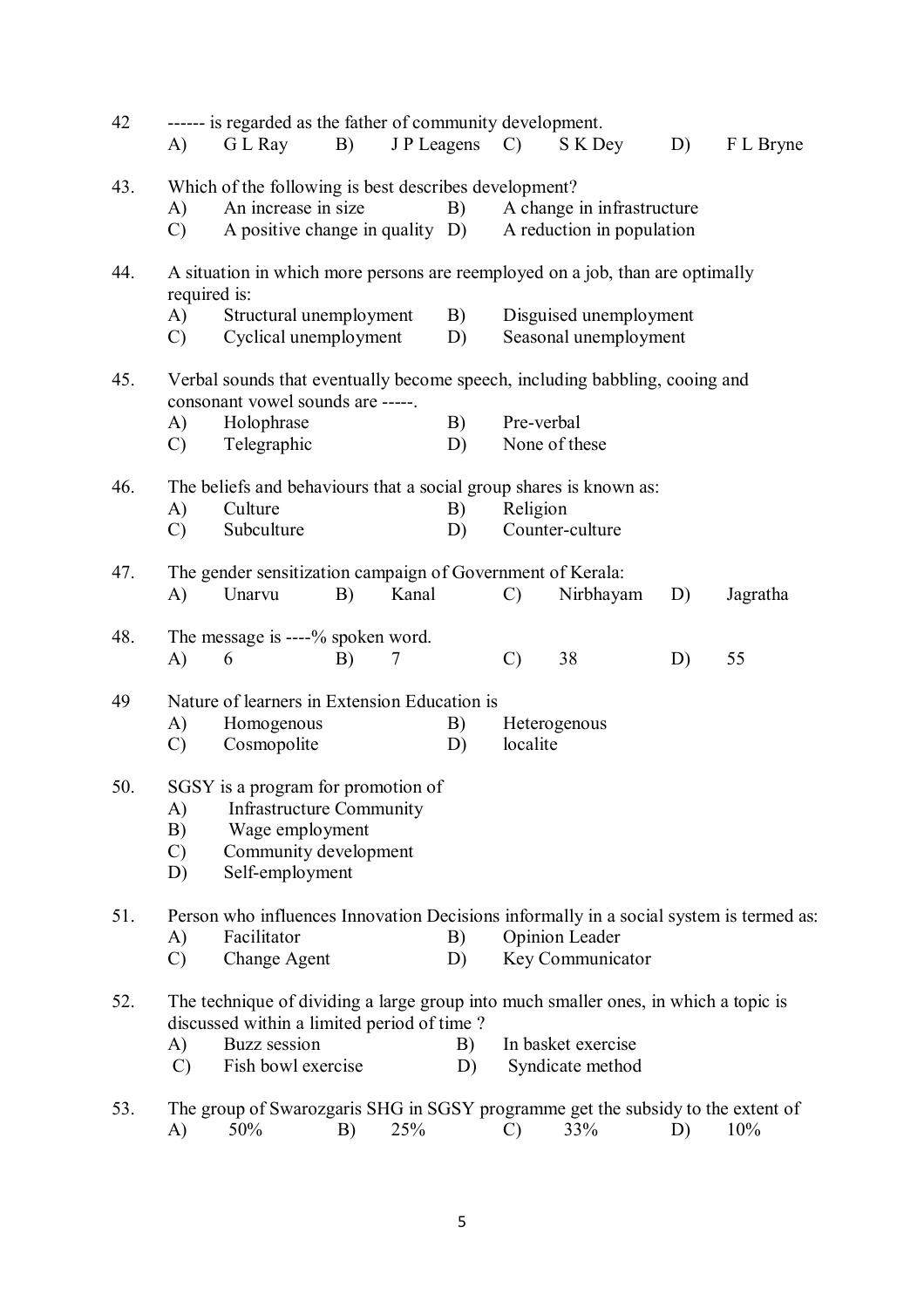42 ------ is regarded as the father of community development.

A) G L Ray B) J P Leagens C) S K Dey D) F L Bryne

43. Which of the following is best describes development?

A) An increase in size
B) A change in infrastructure
C) A positive change in quality
D) A reduction in population

44. A situation in which more persons are reemployed on a job, than are optimally required is:

A) Structural unemployment
B) Disguised unemployment
C) Cyclical unemployment
D) Seasonal unemployment

45. Verbal sounds that eventually become speech, including babbling, cooing and consonant vowel sounds are -----.

A) Holophrase
B) Pre-verbal
C) Telegraphic
D) None of these

46. The beliefs and behaviours that a social group shares is known as:

A) Culture
B) Religion
C) Subculture
D) Counter-culture

47. The gender sensitization campaign of Government of Kerala:

A) Unarvu B) Kanal C) Nirbhayam D) Jagratha

48. The message is ----% spoken word.

A) 6 B) 7 C) 38 D) 55

49 Nature of learners in Extension Education is

A) Homogenous
B) Heterogenous
C) Cosmopolite
D) localite

50. SGSY is a program for promotion of

A) Infrastructure Community
B) Wage employment
C) Community development
D) Self-employment

51. Person who influences Innovation Decisions informally in a social system is termed as:

A) Facilitator
B) Opinion Leader
C) Change Agent
D) Key Communicator

52. The technique of dividing a large group into much smaller ones, in which a topic is discussed within a limited period of time ?

A) Buzz session
B) In basket exercise
C) Fish bowl exercise
D) Syndicate method

53. The group of Swarozgaris SHG in SGSY programme get the subsidy to the extent of

A) 50% B) 25% C) 33% D) 10%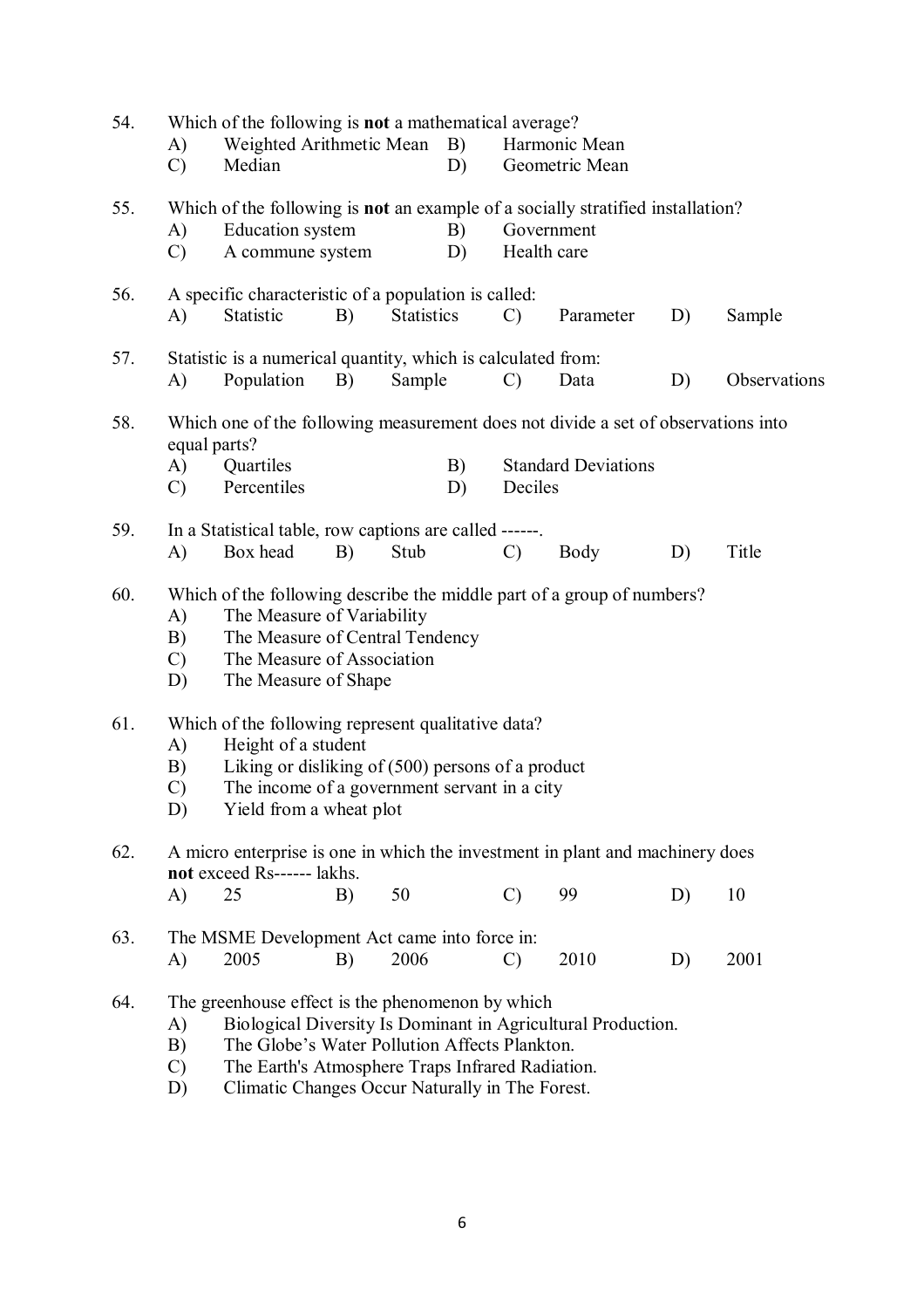54. Which of the following is **not** a mathematical average?
   A) Weighted Arithmetic Mean  B) Harmonic Mean
   C) Median  D) Geometric Mean

55. Which of the following is **not** an example of a socially stratified installation?
   A) Education system  B) Government
   C) A commune system  D) Health care

56. A specific characteristic of a population is called:
   A) Statistic  B) Statistics  C) Parameter  D) Sample

57. Statistic is a numerical quantity, which is calculated from:
   A) Population  B) Sample  C) Data  D) Observations

58. Which one of the following measurement does not divide a set of observations into equal parts?
   A) Quartiles  B) Standard Deviations
   C) Percentiles  D) Deciles

59. In a Statistical table, row captions are called ------.
   A) Box head  B) Stub  C) Body  D) Title

60. Which of the following describe the middle part of a group of numbers?
   A) The Measure of Variability
   B) The Measure of Central Tendency
   C) The Measure of Association
   D) The Measure of Shape

61. Which of the following represent qualitative data?
   A) Height of a student
   B) Liking or disliking of (500) persons of a product
   C) The income of a government servant in a city
   D) Yield from a wheat plot

62. A micro enterprise is one in which the investment in plant and machinery does **not** exceed Rs------ lakhs.
   A) 25  B) 50  C) 99  D) 10

63. The MSME Development Act came into force in:
   A) 2005  B) 2006  C) 2010  D) 2001

64. The greenhouse effect is the phenomenon by which
   A) Biological Diversity Is Dominant in Agricultural Production.
   B) The Globe's Water Pollution Affects Plankton.
   C) The Earth's Atmosphere Traps Infrared Radiation.
   D) Climatic Changes Occur Naturally in The Forest.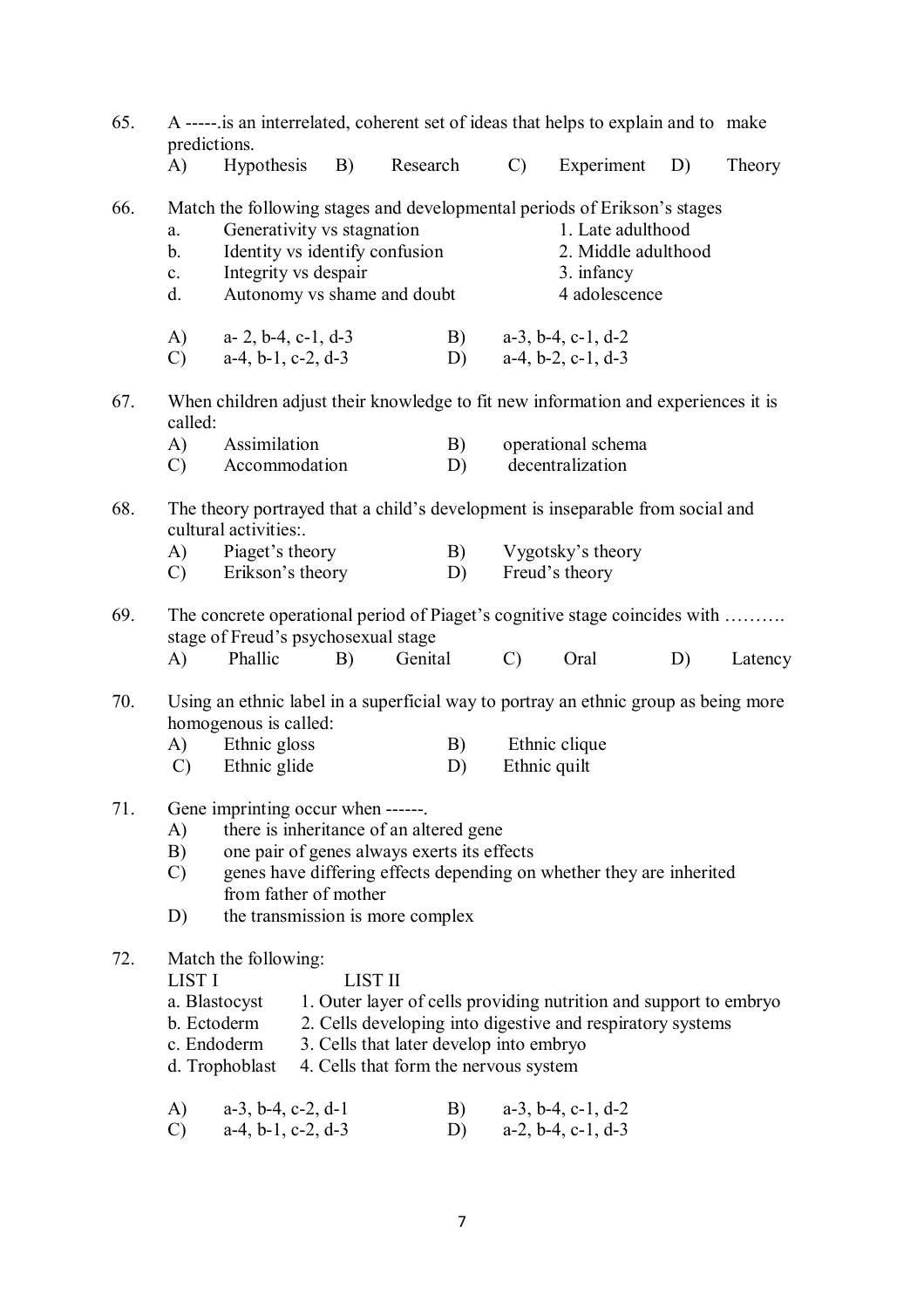65. A -----.is an interrelated, coherent set of ideas that helps to explain and to make predictions.

    A) Hypothesis B) Research C) Experiment D) Theory

66. Match the following stages and developmental periods of Erikson's stages

    a. Generativity vs stagnation — 1. Late adulthood
    b. Identity vs identify confusion — 2. Middle adulthood
    c. Integrity vs despair — 3. infancy
    d. Autonomy vs shame and doubt — 4 adolescence

    A) a- 2, b-4, c-1, d-3 B) a-3, b-4, c-1, d-2
    C) a-4, b-1, c-2, d-3 D) a-4, b-2, c-1, d-3

67. When children adjust their knowledge to fit new information and experiences it is called:

    A) Assimilation B) operational schema
    C) Accommodation D) decentralization

68. The theory portrayed that a child's development is inseparable from social and cultural activities:.

    A) Piaget's theory B) Vygotsky's theory
    C) Erikson's theory D) Freud's theory

69. The concrete operational period of Piaget's cognitive stage coincides with ………. stage of Freud's psychosexual stage

    A) Phallic B) Genital C) Oral D) Latency

70. Using an ethnic label in a superficial way to portray an ethnic group as being more homogenous is called:

    A) Ethnic gloss B) Ethnic clique
    C) Ethnic glide D) Ethnic quilt

71. Gene imprinting occur when ------.

    A) there is inheritance of an altered gene
    B) one pair of genes always exerts its effects
    C) genes have differing effects depending on whether they are inherited from father of mother
    D) the transmission is more complex

72. Match the following:

    | LIST I | LIST II |
    |---|---|
    | a. Blastocyst | 1. Outer layer of cells providing nutrition and support to embryo |
    | b. Ectoderm | 2. Cells developing into digestive and respiratory systems |
    | c. Endoderm | 3. Cells that later develop into embryo |
    | d. Trophoblast | 4. Cells that form the nervous system |

    A) a-3, b-4, c-2, d-1 B) a-3, b-4, c-1, d-2
    C) a-4, b-1, c-2, d-3 D) a-2, b-4, c-1, d-3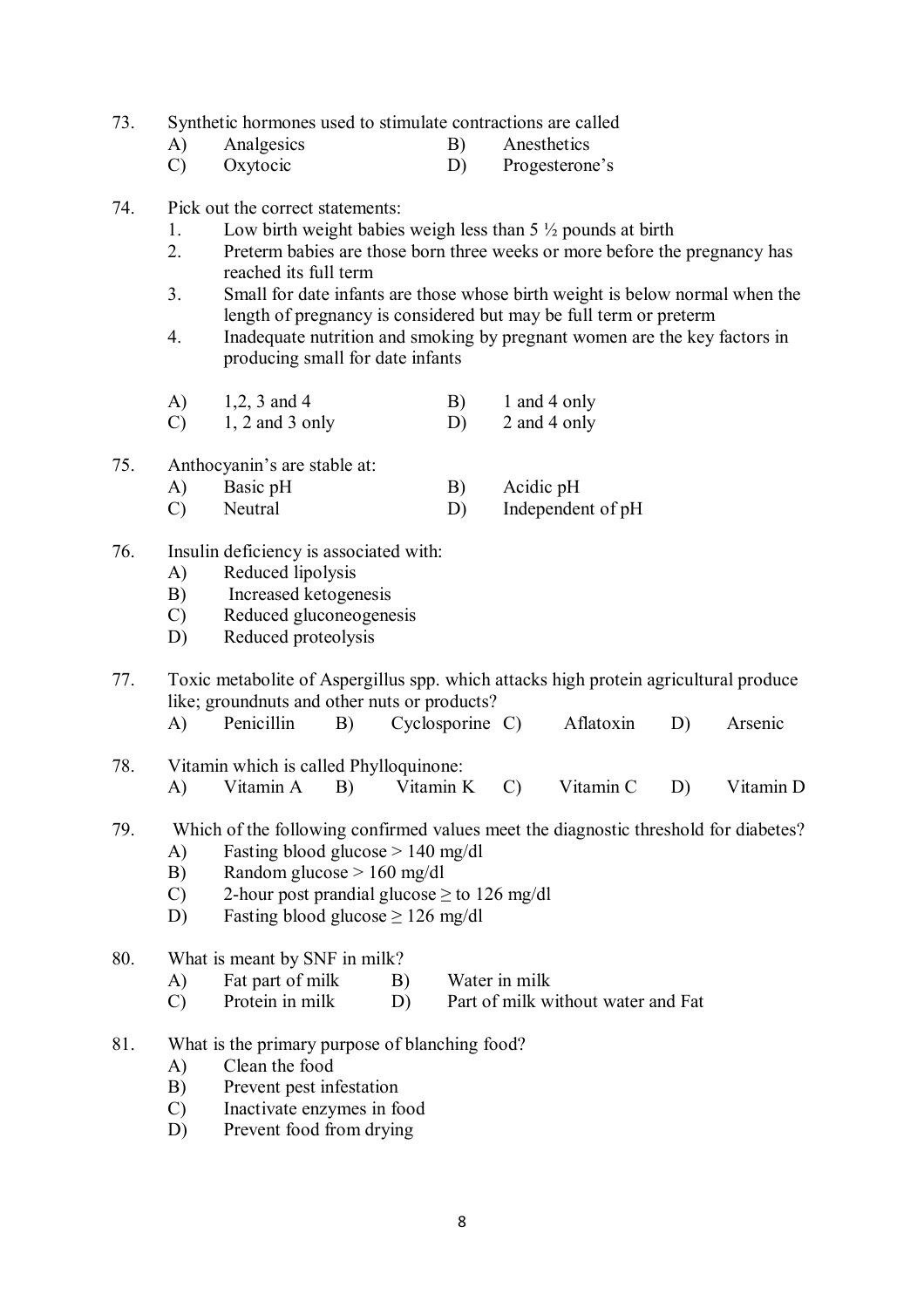73. Synthetic hormones used to stimulate contractions are called

    A) Analgesics B) Anesthetics
    C) Oxytocic D) Progesterone's

74. Pick out the correct statements:

    1. Low birth weight babies weigh less than 5 ½ pounds at birth
    2. Preterm babies are those born three weeks or more before the pregnancy has reached its full term
    3. Small for date infants are those whose birth weight is below normal when the length of pregnancy is considered but may be full term or preterm
    4. Inadequate nutrition and smoking by pregnant women are the key factors in producing small for date infants

    A) 1,2, 3 and 4 B) 1 and 4 only
    C) 1, 2 and 3 only D) 2 and 4 only

75. Anthocyanin's are stable at:

    A) Basic pH B) Acidic pH
    C) Neutral D) Independent of pH

76. Insulin deficiency is associated with:

    A) Reduced lipolysis
    B) Increased ketogenesis
    C) Reduced gluconeogenesis
    D) Reduced proteolysis

77. Toxic metabolite of Aspergillus spp. which attacks high protein agricultural produce like; groundnuts and other nuts or products?

    A) Penicillin B) Cyclosporine C) Aflatoxin D) Arsenic

78. Vitamin which is called Phylloquinone:

    A) Vitamin A B) Vitamin K C) Vitamin C D) Vitamin D

79. Which of the following confirmed values meet the diagnostic threshold for diabetes?

    A) Fasting blood glucose > 140 mg/dl
    B) Random glucose > 160 mg/dl
    C) 2-hour post prandial glucose ≥ to 126 mg/dl
    D) Fasting blood glucose ≥ 126 mg/dl

80. What is meant by SNF in milk?

    A) Fat part of milk B) Water in milk
    C) Protein in milk D) Part of milk without water and Fat

81. What is the primary purpose of blanching food?

    A) Clean the food
    B) Prevent pest infestation
    C) Inactivate enzymes in food
    D) Prevent food from drying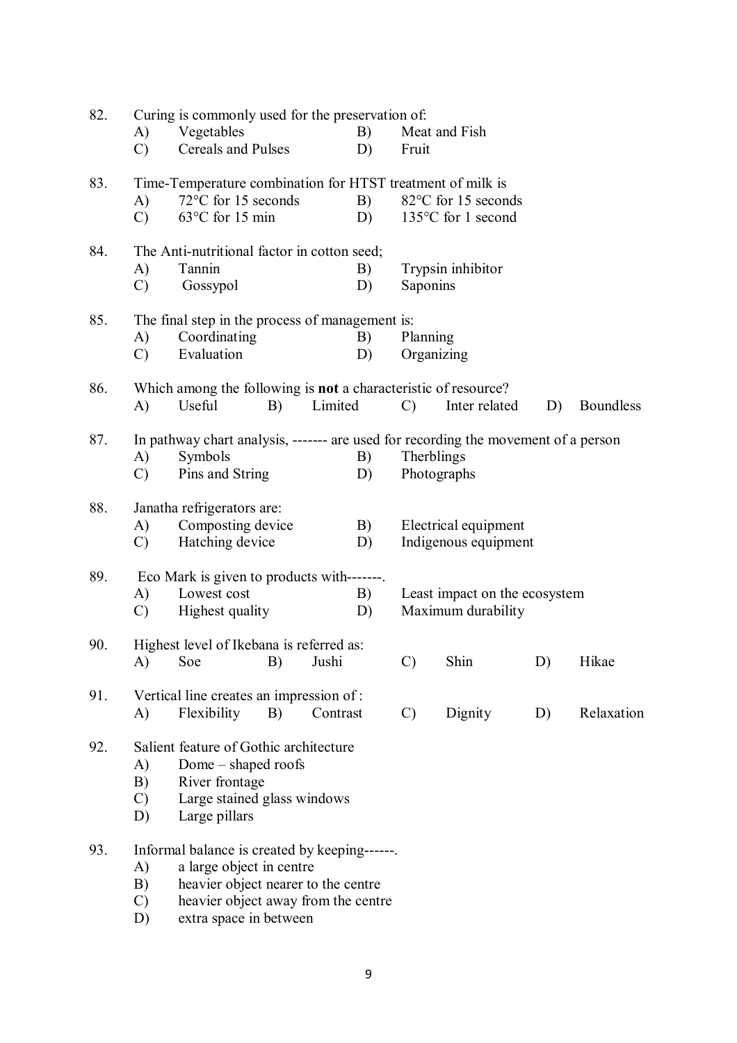82. Curing is commonly used for the preservation of:

A) Vegetables B) Meat and Fish
C) Cereals and Pulses D) Fruit

83. Time-Temperature combination for HTST treatment of milk is

A) 72°C for 15 seconds B) 82°C for 15 seconds
C) 63°C for 15 min D) 135°C for 1 second

84. The Anti-nutritional factor in cotton seed;

A) Tannin B) Trypsin inhibitor
C) Gossypol D) Saponins

85. The final step in the process of management is:

A) Coordinating B) Planning
C) Evaluation D) Organizing

86. Which among the following is **not** a characteristic of resource?

A) Useful B) Limited C) Inter related D) Boundless

87. In pathway chart analysis, ------- are used for recording the movement of a person

A) Symbols B) Therblings
C) Pins and String D) Photographs

88. Janatha refrigerators are:

A) Composting device B) Electrical equipment
C) Hatching device D) Indigenous equipment

89. Eco Mark is given to products with-------.

A) Lowest cost B) Least impact on the ecosystem
C) Highest quality D) Maximum durability

90. Highest level of Ikebana is referred as:

A) Soe B) Jushi C) Shin D) Hikae

91. Vertical line creates an impression of :

A) Flexibility B) Contrast C) Dignity D) Relaxation

92. Salient feature of Gothic architecture

A) Dome – shaped roofs
B) River frontage
C) Large stained glass windows
D) Large pillars

93. Informal balance is created by keeping------.

A) a large object in centre
B) heavier object nearer to the centre
C) heavier object away from the centre
D) extra space in between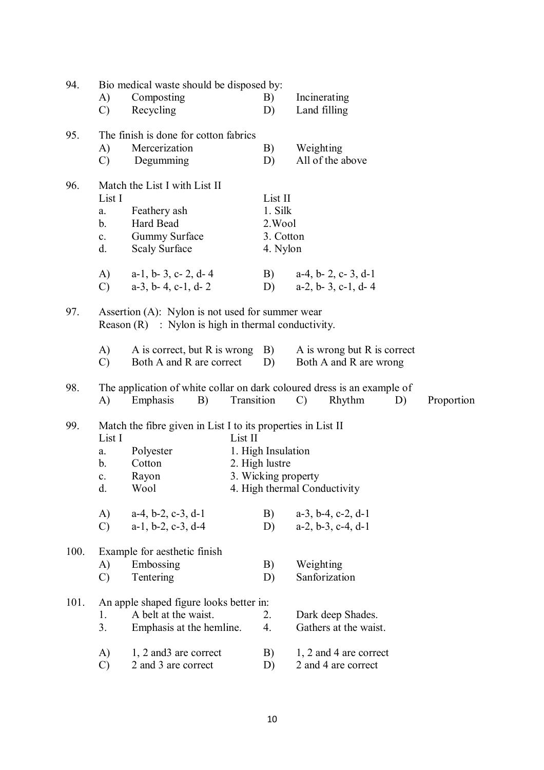94. Bio medical waste should be disposed by:

A) Composting  B) Incinerating
C) Recycling  D) Land filling

95. The finish is done for cotton fabrics

A) Mercerization  B) Weighting
C) Degumming  D) All of the above

96. Match the List I with List II

| List I | List II |
|---|---|
| a. Feathery ash | 1. Silk |
| b. Hard Bead | 2. Wool |
| c. Gummy Surface | 3. Cotton |
| d. Scaly Surface | 4. Nylon |

A) a-1, b- 3, c- 2, d- 4  B) a-4, b- 2, c- 3, d-1
C) a-3, b- 4, c-1, d- 2  D) a-2, b- 3, c-1, d- 4

97. Assertion (A): Nylon is not used for summer wear
Reason (R) : Nylon is high in thermal conductivity.

A) A is correct, but R is wrong  B) A is wrong but R is correct
C) Both A and R are correct  D) Both A and R are wrong

98. The application of white collar on dark coloured dress is an example of

A) Emphasis  B) Transition  C) Rhythm  D) Proportion

99. Match the fibre given in List I to its properties in List II

| List I | List II |
|---|---|
| a. Polyester | 1. High Insulation |
| b. Cotton | 2. High lustre |
| c. Rayon | 3. Wicking property |
| d. Wool | 4. High thermal Conductivity |

A) a-4, b-2, c-3, d-1  B) a-3, b-4, c-2, d-1
C) a-1, b-2, c-3, d-4  D) a-2, b-3, c-4, d-1

100. Example for aesthetic finish

A) Embossing  B) Weighting
C) Tentering  D) Sanforization

101. An apple shaped figure looks better in:

1. A belt at the waist.  2. Dark deep Shades.
3. Emphasis at the hemline.  4. Gathers at the waist.

A) 1, 2 and3 are correct  B) 1, 2 and 4 are correct
C) 2 and 3 are correct  D) 2 and 4 are correct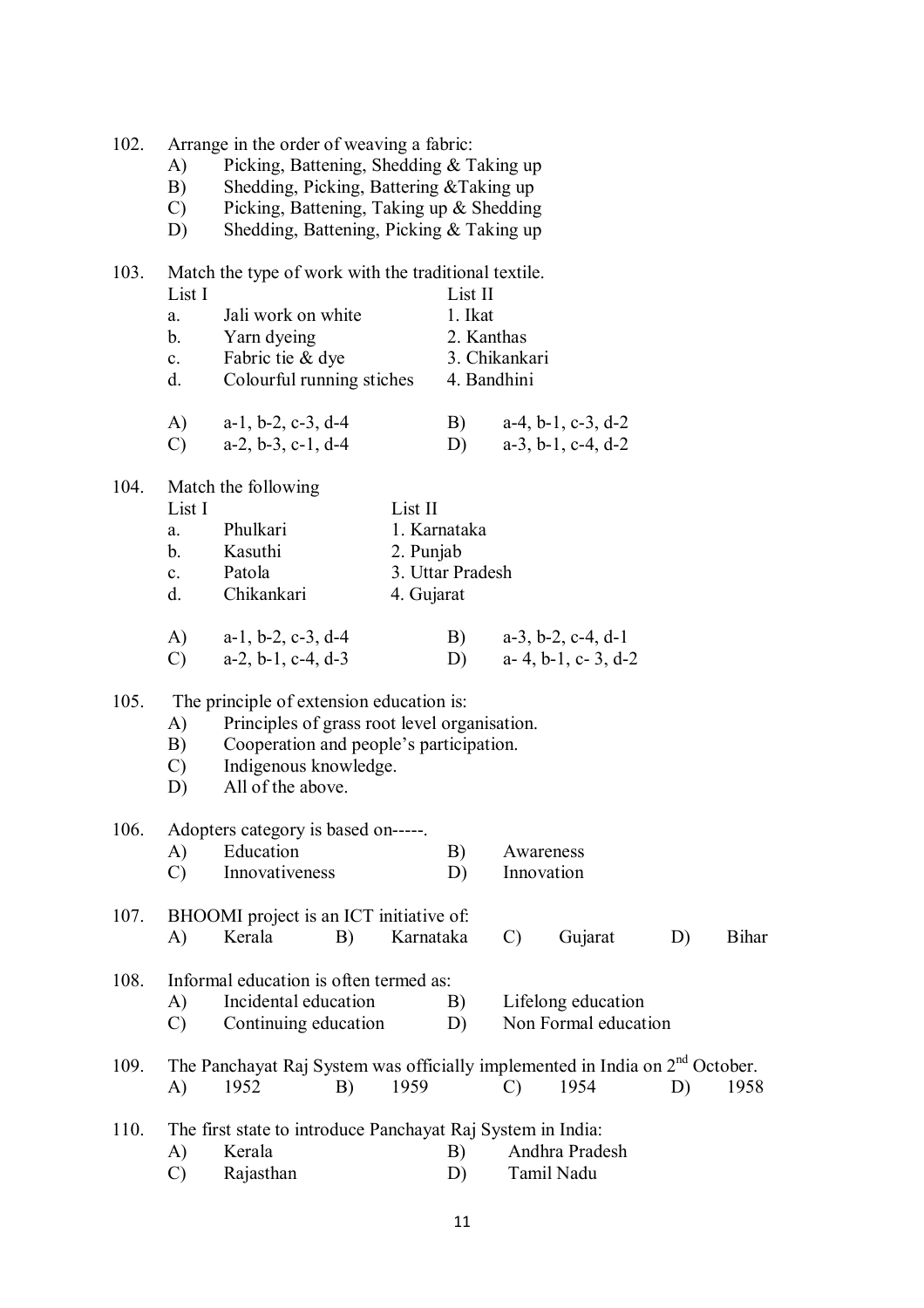102. Arrange in the order of weaving a fabric:

A) Picking, Battening, Shedding & Taking up
B) Shedding, Picking, Battering &Taking up
C) Picking, Battening, Taking up & Shedding
D) Shedding, Battening, Picking & Taking up

103. Match the type of work with the traditional textile.

| | List I | List II |
|---|---|---|
| a. | Jali work on white | 1. Ikat |
| b. | Yarn dyeing | 2. Kanthas |
| c. | Fabric tie & dye | 3. Chikankari |
| d. | Colourful running stiches | 4. Bandhini |

A) a-1, b-2, c-3, d-4
B) a-4, b-1, c-3, d-2
C) a-2, b-3, c-1, d-4
D) a-3, b-1, c-4, d-2

104. Match the following

| | List I | List II |
|---|---|---|
| a. | Phulkari | 1. Karnataka |
| b. | Kasuthi | 2. Punjab |
| c. | Patola | 3. Uttar Pradesh |
| d. | Chikankari | 4. Gujarat |

A) a-1, b-2, c-3, d-4
B) a-3, b-2, c-4, d-1
C) a-2, b-1, c-4, d-3
D) a- 4, b-1, c- 3, d-2

105. The principle of extension education is:

A) Principles of grass root level organisation.
B) Cooperation and people's participation.
C) Indigenous knowledge.
D) All of the above.

106. Adopters category is based on-----.

A) Education
B) Awareness
C) Innovativeness
D) Innovation

107. BHOOMI project is an ICT initiative of:

A) Kerala
B) Karnataka
C) Gujarat
D) Bihar

108. Informal education is often termed as:

A) Incidental education
B) Lifelong education
C) Continuing education
D) Non Formal education

109. The Panchayat Raj System was officially implemented in India on 2nd October.

A) 1952
B) 1959
C) 1954
D) 1958

110. The first state to introduce Panchayat Raj System in India:

A) Kerala
B) Andhra Pradesh
C) Rajasthan
D) Tamil Nadu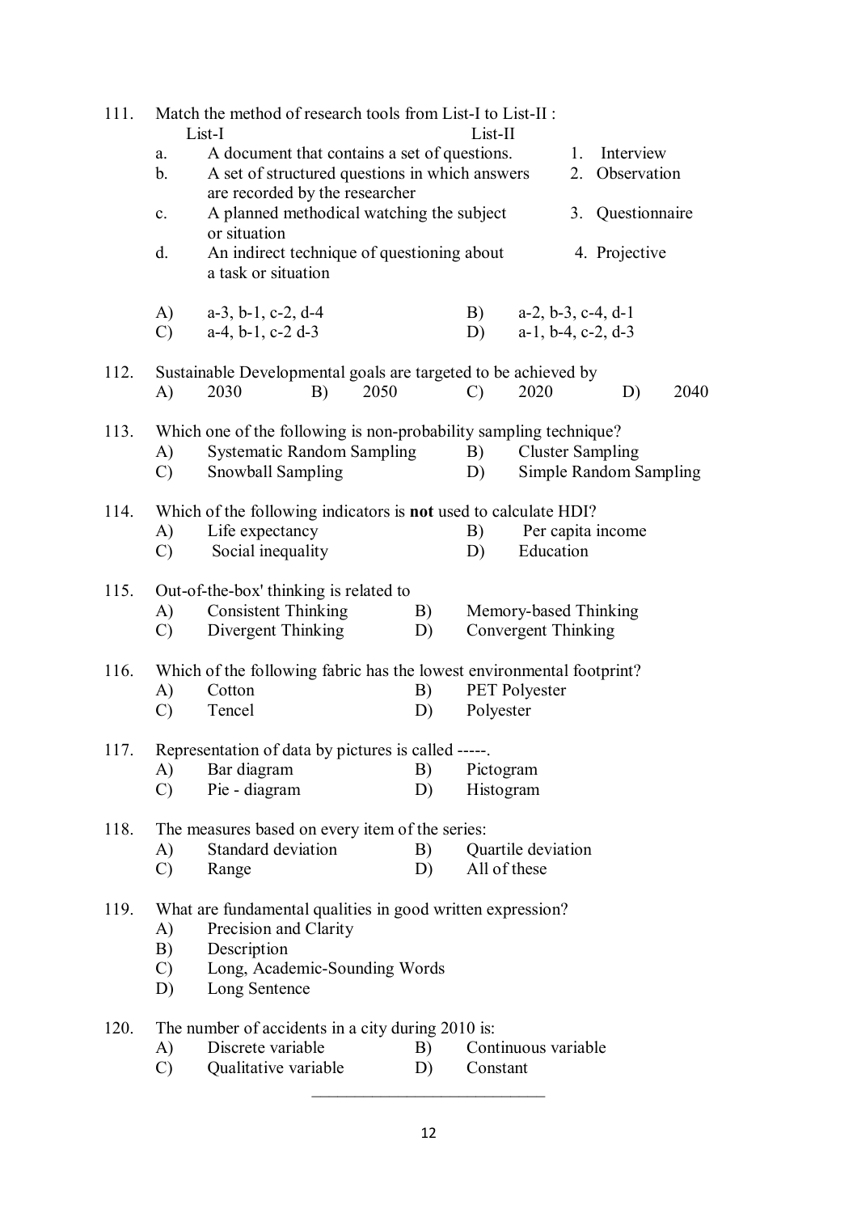111. Match the method of research tools from List-I to List-II :

| List-I | | List-II |
|---|---|---|
| a. | A document that contains a set of questions. | 1. Interview |
| b. | A set of structured questions in which answers are recorded by the researcher | 2. Observation |
| c. | A planned methodical watching the subject or situation | 3. Questionnaire |
| d. | An indirect technique of questioning about a task or situation | 4. Projective |

A) a-3, b-1, c-2, d-4 B) a-2, b-3, c-4, d-1
C) a-4, b-1, c-2 d-3 D) a-1, b-4, c-2, d-3

112. Sustainable Developmental goals are targeted to be achieved by
A) 2030 B) 2050 C) 2020 D) 2040

113. Which one of the following is non-probability sampling technique?
A) Systematic Random Sampling B) Cluster Sampling
C) Snowball Sampling D) Simple Random Sampling

114. Which of the following indicators is **not** used to calculate HDI?
A) Life expectancy B) Per capita income
C) Social inequality D) Education

115. Out-of-the-box' thinking is related to
A) Consistent Thinking B) Memory-based Thinking
C) Divergent Thinking D) Convergent Thinking

116. Which of the following fabric has the lowest environmental footprint?
A) Cotton B) PET Polyester
C) Tencel D) Polyester

117. Representation of data by pictures is called -----.
A) Bar diagram B) Pictogram
C) Pie - diagram D) Histogram

118. The measures based on every item of the series:
A) Standard deviation B) Quartile deviation
C) Range D) All of these

119. What are fundamental qualities in good written expression?
A) Precision and Clarity
B) Description
C) Long, Academic-Sounding Words
D) Long Sentence

120. The number of accidents in a city during 2010 is:
A) Discrete variable B) Continuous variable
C) Qualitative variable D) Constant